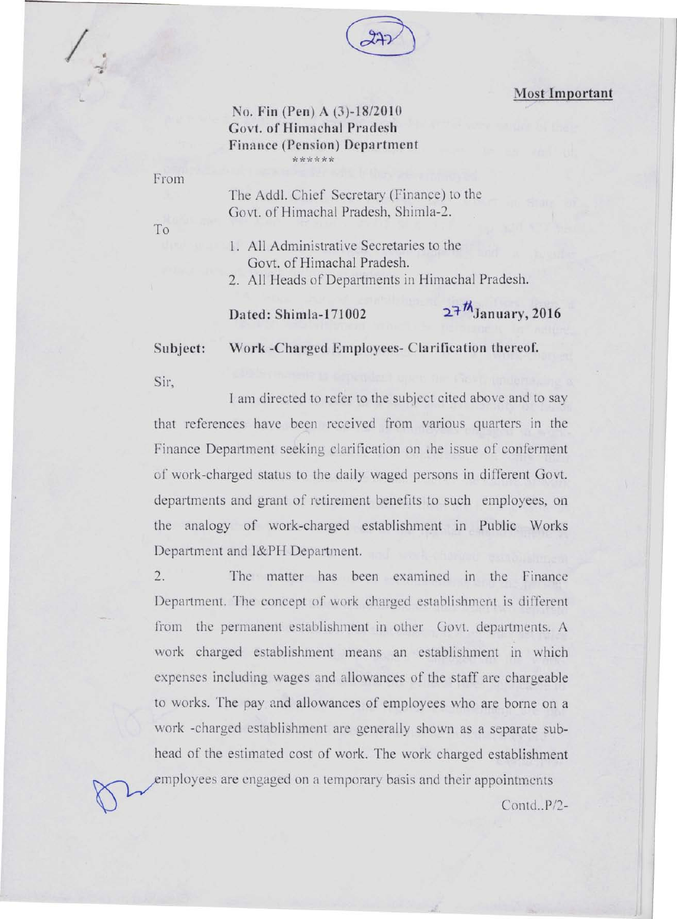**Most Important**

No. Fin (Pen) A (3)-18/2010
Govt. of Himachal Pradesh
Finance (Pension) Department

******

From

The Addl. Chief Secretary (Finance) to the
Govt. of Himachal Pradesh, Shimla-2.

To

1. All Administrative Secretaries to the Govt. of Himachal Pradesh.
2. All Heads of Departments in Himachal Pradesh.

**Dated: Shimla-171002** **27th January, 2016**

**Subject: Work -Charged Employees- Clarification thereof.**

Sir,

I am directed to refer to the subject cited above and to say that references have been received from various quarters in the Finance Department seeking clarification on the issue of conferment of work-charged status to the daily waged persons in different Govt. departments and grant of retirement benefits to such employees, on the analogy of work-charged establishment in Public Works Department and I&PH Department.

2. The matter has been examined in the Finance Department. The concept of work charged establishment is different from the permanent establishment in other Govt. departments. A work charged establishment means an establishment in which expenses including wages and allowances of the staff are chargeable to works. The pay and allowances of employees who are borne on a work -charged establishment are generally shown as a separate sub-head of the estimated cost of work. The work charged establishment employees are engaged on a temporary basis and their appointments

Contd..P/2-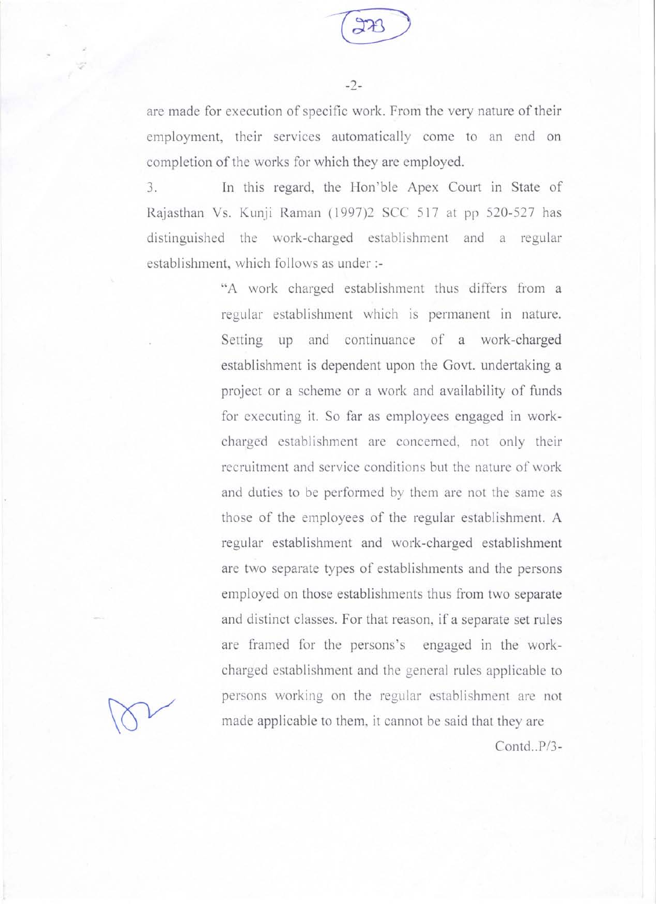are made for execution of specific work. From the very nature of their employment, their services automatically come to an end on completion of the works for which they are employed.

3. In this regard, the Hon'ble Apex Court in State of Rajasthan Vs. Kunji Raman (1997)2 SCC 517 at pp 520-527 has distinguished the work-charged establishment and a regular establishment, which follows as under :-

> "A work charged establishment thus differs from a regular establishment which is permanent in nature. Setting up and continuance of a work-charged establishment is dependent upon the Govt. undertaking a project or a scheme or a work and availability of funds for executing it. So far as employees engaged in work-charged establishment are concerned, not only their recruitment and service conditions but the nature of work and duties to be performed by them are not the same as those of the employees of the regular establishment. A regular establishment and work-charged establishment are two separate types of establishments and the persons employed on those establishments thus from two separate and distinct classes. For that reason, if a separate set rules are framed for the persons's engaged in the work-charged establishment and the general rules applicable to persons working on the regular establishment are not made applicable to them, it cannot be said that they are

Contd..P/3-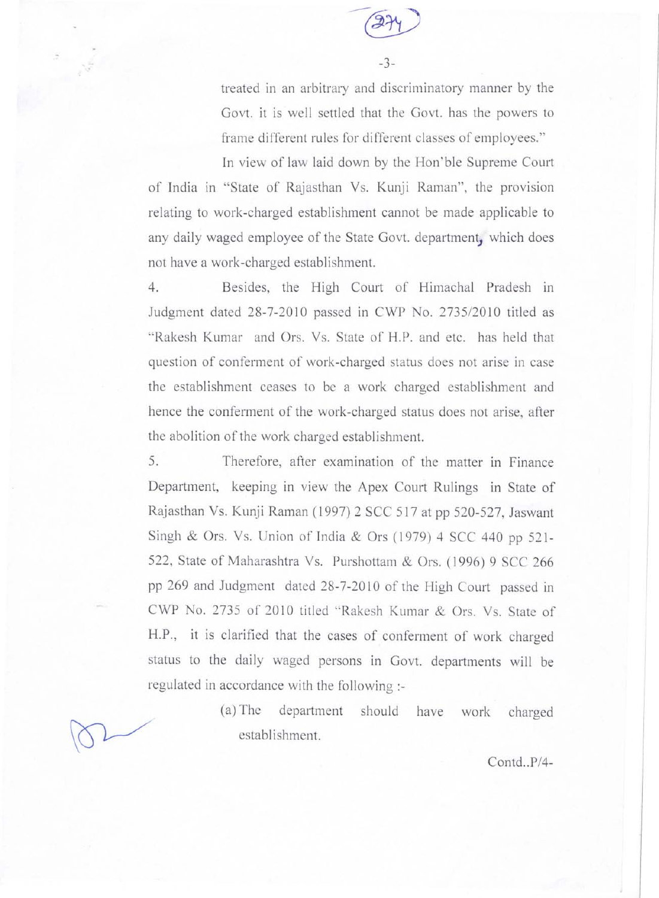treated in an arbitrary and discriminatory manner by the Govt. it is well settled that the Govt. has the powers to frame different rules for different classes of employees."

In view of law laid down by the Hon'ble Supreme Court of India in "State of Rajasthan Vs. Kunji Raman", the provision relating to work-charged establishment cannot be made applicable to any daily waged employee of the State Govt. department, which does not have a work-charged establishment.

4. Besides, the High Court of Himachal Pradesh in Judgment dated 28-7-2010 passed in CWP No. 2735/2010 titled as "Rakesh Kumar and Ors. Vs. State of H.P. and etc. has held that question of conferment of work-charged status does not arise in case the establishment ceases to be a work charged establishment and hence the conferment of the work-charged status does not arise, after the abolition of the work charged establishment.

5. Therefore, after examination of the matter in Finance Department, keeping in view the Apex Court Rulings in State of Rajasthan Vs. Kunji Raman (1997) 2 SCC 517 at pp 520-527, Jaswant Singh & Ors. Vs. Union of India & Ors (1979) 4 SCC 440 pp 521-522, State of Maharashtra Vs. Purshottam & Ors. (1996) 9 SCC 266 pp 269 and Judgment dated 28-7-2010 of the High Court passed in CWP No. 2735 of 2010 titled "Rakesh Kumar & Ors. Vs. State of H.P., it is clarified that the cases of conferment of work charged status to the daily waged persons in Govt. departments will be regulated in accordance with the following :-

(a) The department should have work charged establishment.

Contd..P/4-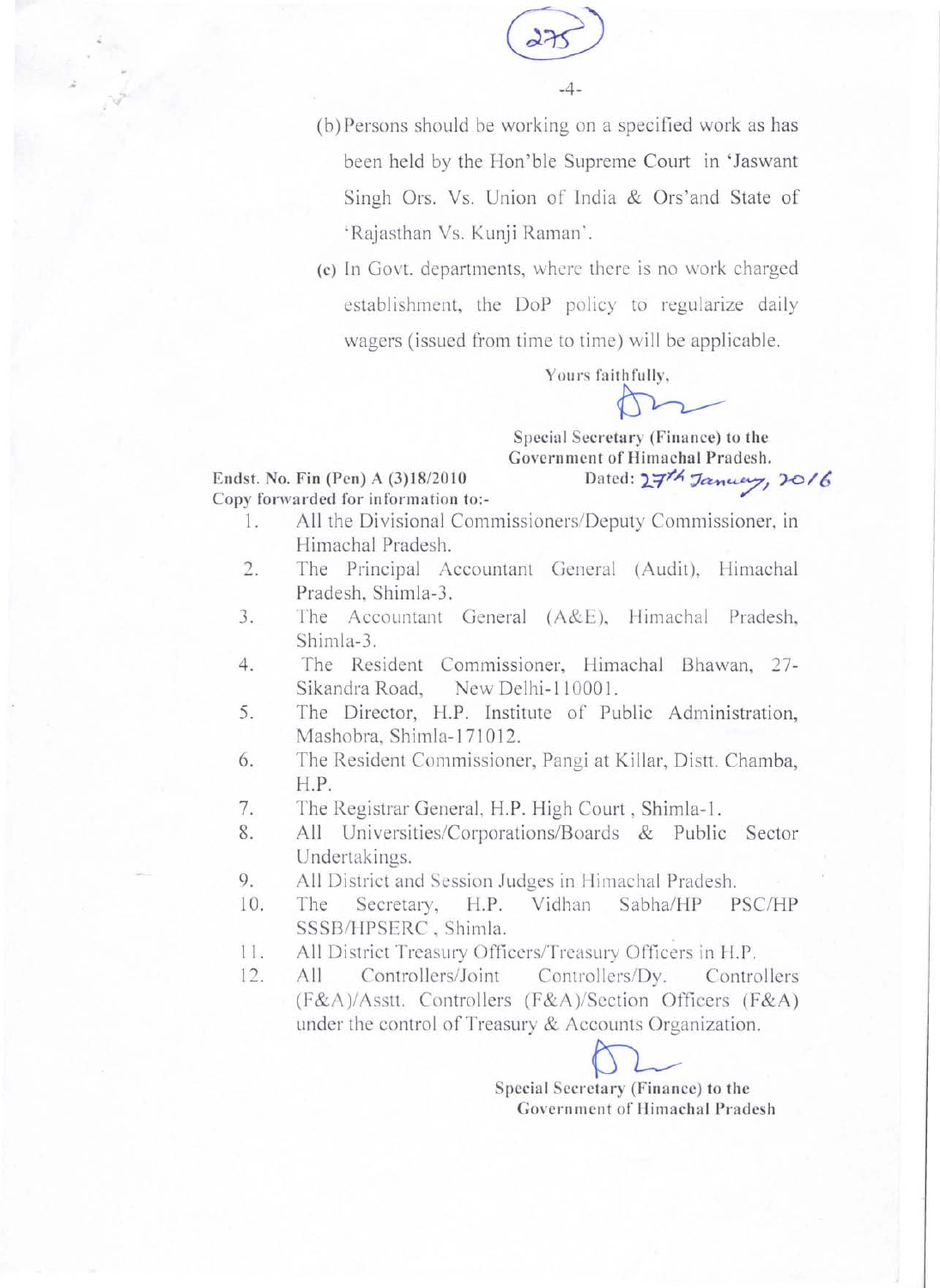(b) Persons should be working on a specified work as has been held by the Hon'ble Supreme Court in 'Jaswant Singh Ors. Vs. Union of India & Ors'and State of 'Rajasthan Vs. Kunji Raman'.

(c) In Govt. departments, where there is no work charged establishment, the DoP policy to regularize daily wagers (issued from time to time) will be applicable.

Yours faithfully,

Special Secretary (Finance) to the Government of Himachal Pradesh.

**Endst. No. Fin (Pen) A (3)18/2010** **Dated: 27th January, 2016**

**Copy forwarded for information to:-**

1. All the Divisional Commissioners/Deputy Commissioner, in Himachal Pradesh.
2. The Principal Accountant General (Audit), Himachal Pradesh, Shimla-3.
3. The Accountant General (A&E), Himachal Pradesh, Shimla-3.
4. The Resident Commissioner, Himachal Bhawan, 27-Sikandra Road, New Delhi-110001.
5. The Director, H.P. Institute of Public Administration, Mashobra, Shimla-171012.
6. The Resident Commissioner, Pangi at Killar, Distt. Chamba, H.P.
7. The Registrar General, H.P. High Court, Shimla-1.
8. All Universities/Corporations/Boards & Public Sector Undertakings.
9. All District and Session Judges in Himachal Pradesh.
10. The Secretary, H.P. Vidhan Sabha/HP PSC/HP SSSB/HPSERC, Shimla.
11. All District Treasury Officers/Treasury Officers in H.P.
12. All Controllers/Joint Controllers/Dy. Controllers (F&A)/Asstt. Controllers (F&A)/Section Officers (F&A) under the control of Treasury & Accounts Organization.

Special Secretary (Finance) to the Government of Himachal Pradesh